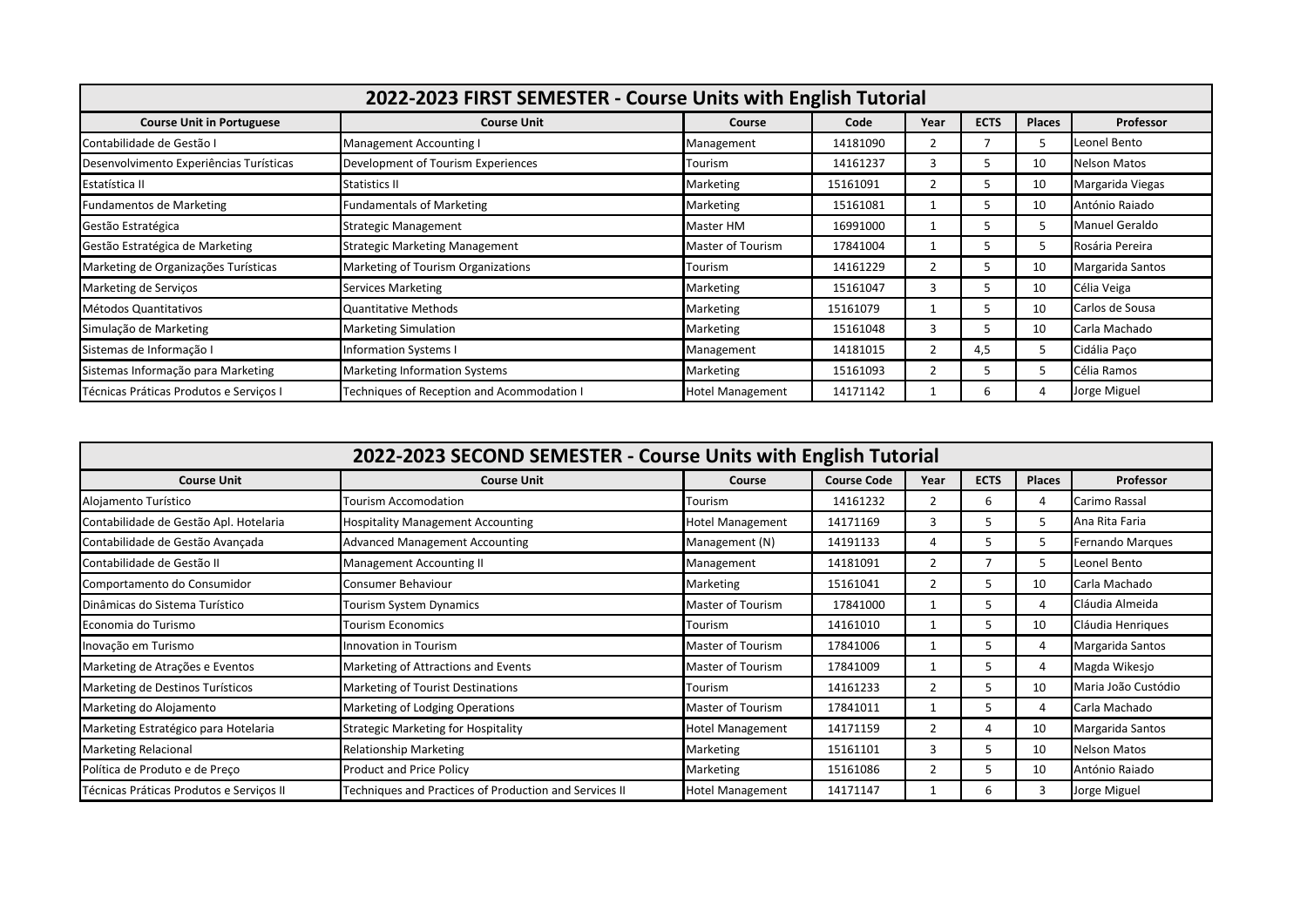## 2022-2023 FIRST SEMESTER - Course Units with English Tutorial

| Course Unit in Portuguese | Course Unit | Course | Code | Year | ECTS | Places | Professor |
|---|---|---|---|---|---|---|---|
| Contabilidade de Gestão I | Management Accounting I | Management | 14181090 | 2 | 7 | 5 | Leonel Bento |
| Desenvolvimento Experiências Turísticas | Development of Tourism Experiences | Tourism | 14161237 | 3 | 5 | 10 | Nelson Matos |
| Estatística II | Statistics II | Marketing | 15161091 | 2 | 5 | 10 | Margarida Viegas |
| Fundamentos de Marketing | Fundamentals of Marketing | Marketing | 15161081 | 1 | 5 | 10 | António Raiado |
| Gestão Estratégica | Strategic Management | Master HM | 16991000 | 1 | 5 | 5 | Manuel Geraldo |
| Gestão Estratégica de Marketing | Strategic Marketing Management | Master of Tourism | 17841004 | 1 | 5 | 5 | Rosária Pereira |
| Marketing de Organizações Turísticas | Marketing of Tourism Organizations | Tourism | 14161229 | 2 | 5 | 10 | Margarida Santos |
| Marketing de Serviços | Services Marketing | Marketing | 15161047 | 3 | 5 | 10 | Célia Veiga |
| Métodos Quantitativos | Quantitative Methods | Marketing | 15161079 | 1 | 5 | 10 | Carlos de Sousa |
| Simulação de Marketing | Marketing Simulation | Marketing | 15161048 | 3 | 5 | 10 | Carla Machado |
| Sistemas de Informação I | Information Systems I | Management | 14181015 | 2 | 4,5 | 5 | Cidália Paço |
| Sistemas Informação para Marketing | Marketing Information Systems | Marketing | 15161093 | 2 | 5 | 5 | Célia Ramos |
| Técnicas Práticas Produtos e Serviços I | Techniques of Reception and Acommodation I | Hotel Management | 14171142 | 1 | 6 | 4 | Jorge Miguel |

## 2022-2023 SECOND SEMESTER - Course Units with English Tutorial

| Course Unit | Course Unit | Course | Course Code | Year | ECTS | Places | Professor |
|---|---|---|---|---|---|---|---|
| Alojamento Turístico | Tourism Accomodation | Tourism | 14161232 | 2 | 6 | 4 | Carimo Rassal |
| Contabilidade de Gestão Apl. Hotelaria | Hospitality Management Accounting | Hotel Management | 14171169 | 3 | 5 | 5 | Ana Rita Faria |
| Contabilidade de Gestão Avançada | Advanced Management Accounting | Management (N) | 14191133 | 4 | 5 | 5 | Fernando Marques |
| Contabilidade de Gestão II | Management Accounting II | Management | 14181091 | 2 | 7 | 5 | Leonel Bento |
| Comportamento do Consumidor | Consumer Behaviour | Marketing | 15161041 | 2 | 5 | 10 | Carla Machado |
| Dinâmicas do Sistema Turístico | Tourism System Dynamics | Master of Tourism | 17841000 | 1 | 5 | 4 | Cláudia Almeida |
| Economia do Turismo | Tourism Economics | Tourism | 14161010 | 1 | 5 | 10 | Cláudia Henriques |
| Inovação em Turismo | Innovation in Tourism | Master of Tourism | 17841006 | 1 | 5 | 4 | Margarida Santos |
| Marketing de Atrações e Eventos | Marketing of Attractions and Events | Master of Tourism | 17841009 | 1 | 5 | 4 | Magda Wikesjo |
| Marketing de Destinos Turísticos | Marketing of Tourist Destinations | Tourism | 14161233 | 2 | 5 | 10 | Maria João Custódio |
| Marketing do Alojamento | Marketing of Lodging Operations | Master of Tourism | 17841011 | 1 | 5 | 4 | Carla Machado |
| Marketing Estratégico para Hotelaria | Strategic Marketing for Hospitality | Hotel Management | 14171159 | 2 | 4 | 10 | Margarida Santos |
| Marketing Relacional | Relationship Marketing | Marketing | 15161101 | 3 | 5 | 10 | Nelson Matos |
| Política de Produto e de Preço | Product and Price Policy | Marketing | 15161086 | 2 | 5 | 10 | António Raiado |
| Técnicas Práticas Produtos e Serviços II | Techniques and Practices of Production and Services II | Hotel Management | 14171147 | 1 | 6 | 3 | Jorge Miguel |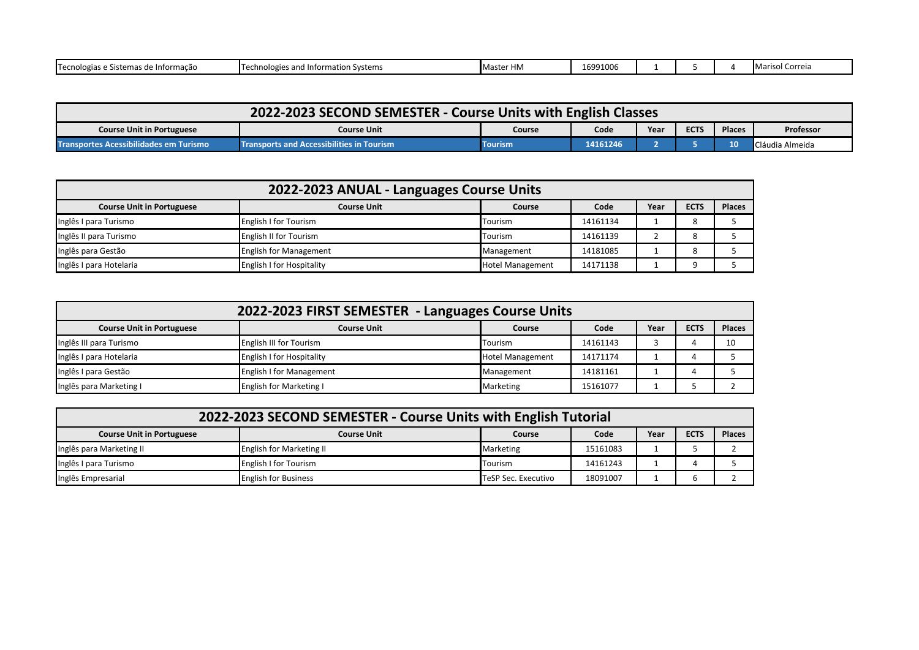| | | | | | | | |
|---|---|---|---|---|---|---|---|
| Tecnologias e Sistemas de Informação | Technologies and Information Systems | Master HM | 16991006 | 1 | 5 | 4 | Marisol Correia |

## 2022-2023 SECOND SEMESTER - Course Units with English Classes

| Course Unit in Portuguese | Course Unit | Course | Code | Year | ECTS | Places | Professor |
|---|---|---|---|---|---|---|---|
| **Transportes Acessibilidades em Turismo** | **Transports and Accessibilities in Tourism** | **Tourism** | **14161246** | **2** | **5** | **10** | Cláudia Almeida |

## 2022-2023 ANUAL - Languages Course Units

| Course Unit in Portuguese | Course Unit | Course | Code | Year | ECTS | Places |
|---|---|---|---|---|---|---|
| Inglês I para Turismo | English I for Tourism | Tourism | 14161134 | 1 | 8 | 5 |
| Inglês II para Turismo | English II for Tourism | Tourism | 14161139 | 2 | 8 | 5 |
| Inglês para Gestão | English for Management | Management | 14181085 | 1 | 8 | 5 |
| Inglês I para Hotelaria | English I for Hospitality | Hotel Management | 14171138 | 1 | 9 | 5 |

## 2022-2023 FIRST SEMESTER - Languages Course Units

| Course Unit in Portuguese | Course Unit | Course | Code | Year | ECTS | Places |
|---|---|---|---|---|---|---|
| Inglês III para Turismo | English III for Tourism | Tourism | 14161143 | 3 | 4 | 10 |
| Inglês I para Hotelaria | English I for Hospitality | Hotel Management | 14171174 | 1 | 4 | 5 |
| Inglês I para Gestão | English I for Management | Management | 14181161 | 1 | 4 | 5 |
| Inglês para Marketing I | English for Marketing I | Marketing | 15161077 | 1 | 5 | 2 |

## 2022-2023 SECOND SEMESTER - Course Units with English Tutorial

| Course Unit in Portuguese | Course Unit | Course | Code | Year | ECTS | Places |
|---|---|---|---|---|---|---|
| Inglês para Marketing II | English for Marketing II | Marketing | 15161083 | 1 | 5 | 2 |
| Inglês I para Turismo | English I for Tourism | Tourism | 14161243 | 1 | 4 | 5 |
| Inglês Empresarial | English for Business | TeSP Sec. Executivo | 18091007 | 1 | 6 | 2 |